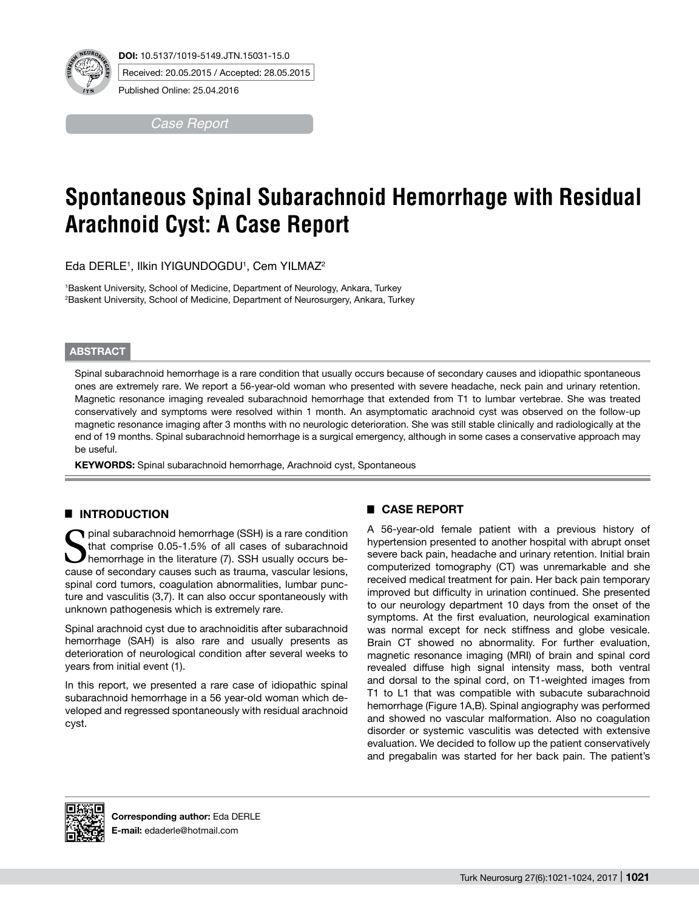**DOI:** 10.5137/1019-5149.JTN.15031-15.0

Received: 20.05.2015 / Accepted: 28.05.2015

Published Online: 25.04.2016

*Case Report*

# Spontaneous Spinal Subarachnoid Hemorrhage with Residual Arachnoid Cyst: A Case Report

Eda DERLE[1], Ilkin IYIGUNDOGDU[1], Cem YILMAZ[2]

[1]Baskent University, School of Medicine, Department of Neurology, Ankara, Turkey
[2]Baskent University, School of Medicine, Department of Neurosurgery, Ankara, Turkey

## ABSTRACT

Spinal subarachnoid hemorrhage is a rare condition that usually occurs because of secondary causes and idiopathic spontaneous ones are extremely rare. We report a 56-year-old woman who presented with severe headache, neck pain and urinary retention. Magnetic resonance imaging revealed subarachnoid hemorrhage that extended from T1 to lumbar vertebrae. She was treated conservatively and symptoms were resolved within 1 month. An asymptomatic arachnoid cyst was observed on the follow-up magnetic resonance imaging after 3 months with no neurologic deterioration. She was still stable clinically and radiologically at the end of 19 months. Spinal subarachnoid hemorrhage is a surgical emergency, although in some cases a conservative approach may be useful.

**KEYWORDS:** Spinal subarachnoid hemorrhage, Arachnoid cyst, Spontaneous

## INTRODUCTION

Spinal subarachnoid hemorrhage (SSH) is a rare condition that comprise 0.05-1.5% of all cases of subarachnoid hemorrhage in the literature (7). SSH usually occurs because of secondary causes such as trauma, vascular lesions, spinal cord tumors, coagulation abnormalities, lumbar puncture and vasculitis (3,7). It can also occur spontaneously with unknown pathogenesis which is extremely rare.

Spinal arachnoid cyst due to arachnoiditis after subarachnoid hemorrhage (SAH) is also rare and usually presents as deterioration of neurological condition after several weeks to years from initial event (1).

In this report, we presented a rare case of idiopathic spinal subarachnoid hemorrhage in a 56 year-old woman which developed and regressed spontaneously with residual arachnoid cyst.

## CASE REPORT

A 56-year-old female patient with a previous history of hypertension presented to another hospital with abrupt onset severe back pain, headache and urinary retention. Initial brain computerized tomography (CT) was unremarkable and she received medical treatment for pain. Her back pain temporary improved but difficulty in urination continued. She presented to our neurology department 10 days from the onset of the symptoms. At the first evaluation, neurological examination was normal except for neck stiffness and globe vesicale. Brain CT showed no abnormality. For further evaluation, magnetic resonance imaging (MRI) of brain and spinal cord revealed diffuse high signal intensity mass, both ventral and dorsal to the spinal cord, on T1-weighted images from T1 to L1 that was compatible with subacute subarachnoid hemorrhage (Figure 1A,B). Spinal angiography was performed and showed no vascular malformation. Also no coagulation disorder or systemic vasculitis was detected with extensive evaluation. We decided to follow up the patient conservatively and pregabalin was started for her back pain. The patient's

**Corresponding author:** Eda DERLE
**E-mail:** edaderle@hotmail.com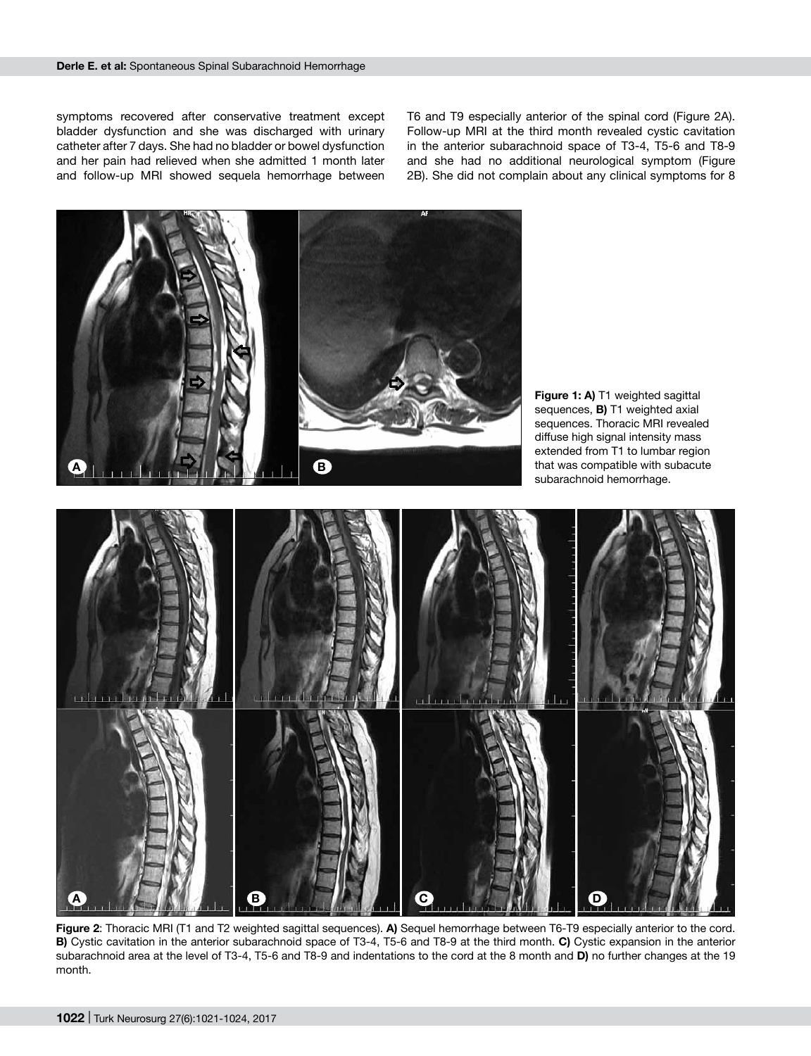symptoms recovered after conservative treatment except bladder dysfunction and she was discharged with urinary catheter after 7 days. She had no bladder or bowel dysfunction and her pain had relieved when she admitted 1 month later and follow-up MRI showed sequela hemorrhage between T6 and T9 especially anterior of the spinal cord (Figure 2A). Follow-up MRI at the third month revealed cystic cavitation in the anterior subarachnoid space of T3-4, T5-6 and T8-9 and she had no additional neurological symptom (Figure 2B). She did not complain about any clinical symptoms for 8

**Figure 1: A)** T1 weighted sagittal sequences, **B)** T1 weighted axial sequences. Thoracic MRI revealed diffuse high signal intensity mass extended from T1 to lumbar region that was compatible with subacute subarachnoid hemorrhage.

**Figure 2**: Thoracic MRI (T1 and T2 weighted sagittal sequences). **A)** Sequel hemorrhage between T6-T9 especially anterior to the cord. **B)** Cystic cavitation in the anterior subarachnoid space of T3-4, T5-6 and T8-9 at the third month. **C)** Cystic expansion in the anterior subarachnoid area at the level of T3-4, T5-6 and T8-9 and indentations to the cord at the 8 month and **D)** no further changes at the 19 month.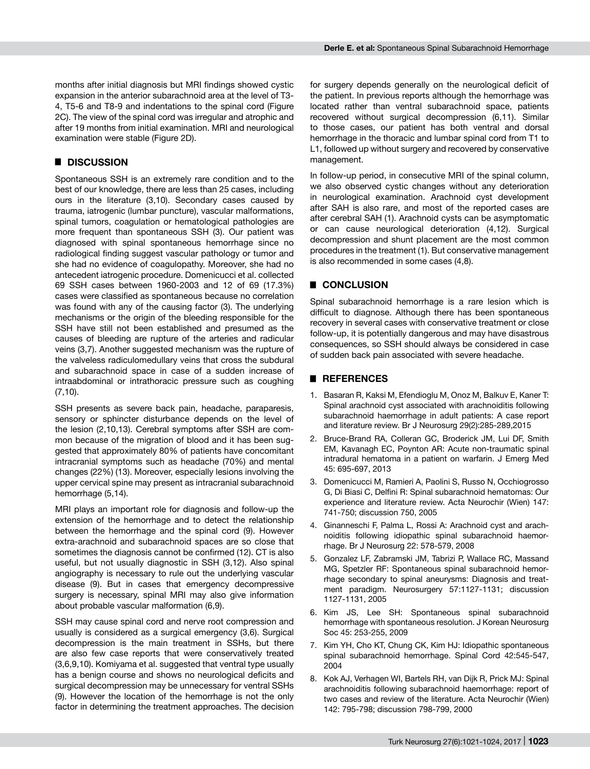months after initial diagnosis but MRI findings showed cystic expansion in the anterior subarachnoid area at the level of T3-4, T5-6 and T8-9 and indentations to the spinal cord (Figure 2C). The view of the spinal cord was irregular and atrophic and after 19 months from initial examination. MRI and neurological examination were stable (Figure 2D).

## ■ DISCUSSION

Spontaneous SSH is an extremely rare condition and to the best of our knowledge, there are less than 25 cases, including ours in the literature (3,10). Secondary cases caused by trauma, iatrogenic (lumbar puncture), vascular malformations, spinal tumors, coagulation or hematological pathologies are more frequent than spontaneous SSH (3). Our patient was diagnosed with spinal spontaneous hemorrhage since no radiological finding suggest vascular pathology or tumor and she had no evidence of coagulopathy. Moreover, she had no antecedent iatrogenic procedure. Domenicucci et al. collected 69 SSH cases between 1960-2003 and 12 of 69 (17.3%) cases were classified as spontaneous because no correlation was found with any of the causing factor (3). The underlying mechanisms or the origin of the bleeding responsible for the SSH have still not been established and presumed as the causes of bleeding are rupture of the arteries and radicular veins (3,7). Another suggested mechanism was the rupture of the valveless radiculomedullary veins that cross the subdural and subarachnoid space in case of a sudden increase of intraabdominal or intrathoracic pressure such as coughing (7,10).

SSH presents as severe back pain, headache, paraparesis, sensory or sphincter disturbance depends on the level of the lesion (2,10,13). Cerebral symptoms after SSH are common because of the migration of blood and it has been suggested that approximately 80% of patients have concomitant intracranial symptoms such as headache (70%) and mental changes (22%) (13). Moreover, especially lesions involving the upper cervical spine may present as intracranial subarachnoid hemorrhage (5,14).

MRI plays an important role for diagnosis and follow-up the extension of the hemorrhage and to detect the relationship between the hemorrhage and the spinal cord (9). However extra-arachnoid and subarachnoid spaces are so close that sometimes the diagnosis cannot be confirmed (12). CT is also useful, but not usually diagnostic in SSH (3,12). Also spinal angiography is necessary to rule out the underlying vascular disease (9). But in cases that emergency decompressive surgery is necessary, spinal MRI may also give information about probable vascular malformation (6,9).

SSH may cause spinal cord and nerve root compression and usually is considered as a surgical emergency (3,6). Surgical decompression is the main treatment in SSHs, but there are also few case reports that were conservatively treated (3,6,9,10). Komiyama et al. suggested that ventral type usually has a benign course and shows no neurological deficits and surgical decompression may be unnecessary for ventral SSHs (9). However the location of the hemorrhage is not the only factor in determining the treatment approaches. The decision for surgery depends generally on the neurological deficit of the patient. In previous reports although the hemorrhage was located rather than ventral subarachnoid space, patients recovered without surgical decompression (6,11). Similar to those cases, our patient has both ventral and dorsal hemorrhage in the thoracic and lumbar spinal cord from T1 to L1, followed up without surgery and recovered by conservative management.

In follow-up period, in consecutive MRI of the spinal column, we also observed cystic changes without any deterioration in neurological examination. Arachnoid cyst development after SAH is also rare, and most of the reported cases are after cerebral SAH (1). Arachnoid cysts can be asymptomatic or can cause neurological deterioration (4,12). Surgical decompression and shunt placement are the most common procedures in the treatment (1). But conservative management is also recommended in some cases (4,8).

## ■ CONCLUSION

Spinal subarachnoid hemorrhage is a rare lesion which is difficult to diagnose. Although there has been spontaneous recovery in several cases with conservative treatment or close follow-up, it is potentially dangerous and may have disastrous consequences, so SSH should always be considered in case of sudden back pain associated with severe headache.

## ■ REFERENCES

1. Basaran R, Kaksi M, Efendioglu M, Onoz M, Balkuv E, Kaner T: Spinal arachnoid cyst associated with arachnoiditis following subarachnoid haemorrhage in adult patients: A case report and literature review. Br J Neurosurg 29(2):285-289,2015
2. Bruce-Brand RA, Colleran GC, Broderick JM, Lui DF, Smith EM, Kavanagh EC, Poynton AR: Acute non-traumatic spinal intradural hematoma in a patient on warfarin. J Emerg Med 45: 695-697, 2013
3. Domenicucci M, Ramieri A, Paolini S, Russo N, Occhiogrosso G, Di Biasi C, Delfini R: Spinal subarachnoid hematomas: Our experience and literature review. Acta Neurochir (Wien) 147: 741-750; discussion 750, 2005
4. Ginanneschi F, Palma L, Rossi A: Arachnoid cyst and arachnoiditis following idiopathic spinal subarachnoid haemorrhage. Br J Neurosurg 22: 578-579, 2008
5. Gonzalez LF, Zabramski JM, Tabrizi P, Wallace RC, Massand MG, Spetzler RF: Spontaneous spinal subarachnoid hemorrhage secondary to spinal aneurysms: Diagnosis and treatment paradigm. Neurosurgery 57:1127-1131; discussion 1127-1131, 2005
6. Kim JS, Lee SH: Spontaneous spinal subarachnoid hemorrhage with spontaneous resolution. J Korean Neurosurg Soc 45: 253-255, 2009
7. Kim YH, Cho KT, Chung CK, Kim HJ: Idiopathic spontaneous spinal subarachnoid hemorrhage. Spinal Cord 42:545-547, 2004
8. Kok AJ, Verhagen WI, Bartels RH, van Dijk R, Prick MJ: Spinal arachnoiditis following subarachnoid haemorrhage: report of two cases and review of the literature. Acta Neurochir (Wien) 142: 795-798; discussion 798-799, 2000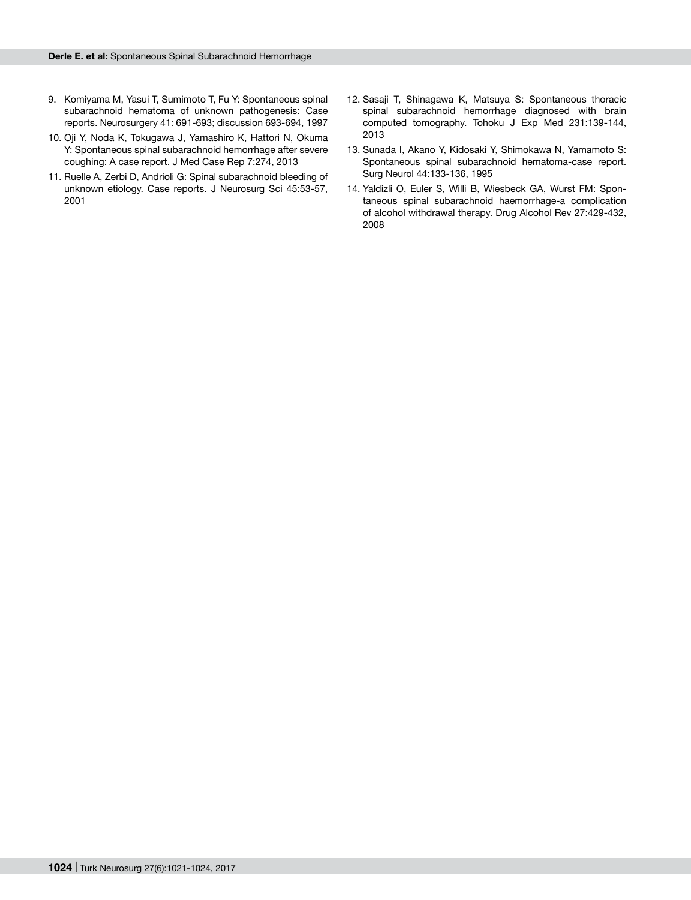9. Komiyama M, Yasui T, Sumimoto T, Fu Y: Spontaneous spinal subarachnoid hematoma of unknown pathogenesis: Case reports. Neurosurgery 41: 691-693; discussion 693-694, 1997
10. Oji Y, Noda K, Tokugawa J, Yamashiro K, Hattori N, Okuma Y: Spontaneous spinal subarachnoid hemorrhage after severe coughing: A case report. J Med Case Rep 7:274, 2013
11. Ruelle A, Zerbi D, Andrioli G: Spinal subarachnoid bleeding of unknown etiology. Case reports. J Neurosurg Sci 45:53-57, 2001
12. Sasaji T, Shinagawa K, Matsuya S: Spontaneous thoracic spinal subarachnoid hemorrhage diagnosed with brain computed tomography. Tohoku J Exp Med 231:139-144, 2013
13. Sunada I, Akano Y, Kidosaki Y, Shimokawa N, Yamamoto S: Spontaneous spinal subarachnoid hematoma-case report. Surg Neurol 44:133-136, 1995
14. Yaldizli O, Euler S, Willi B, Wiesbeck GA, Wurst FM: Spontaneous spinal subarachnoid haemorrhage-a complication of alcohol withdrawal therapy. Drug Alcohol Rev 27:429-432, 2008